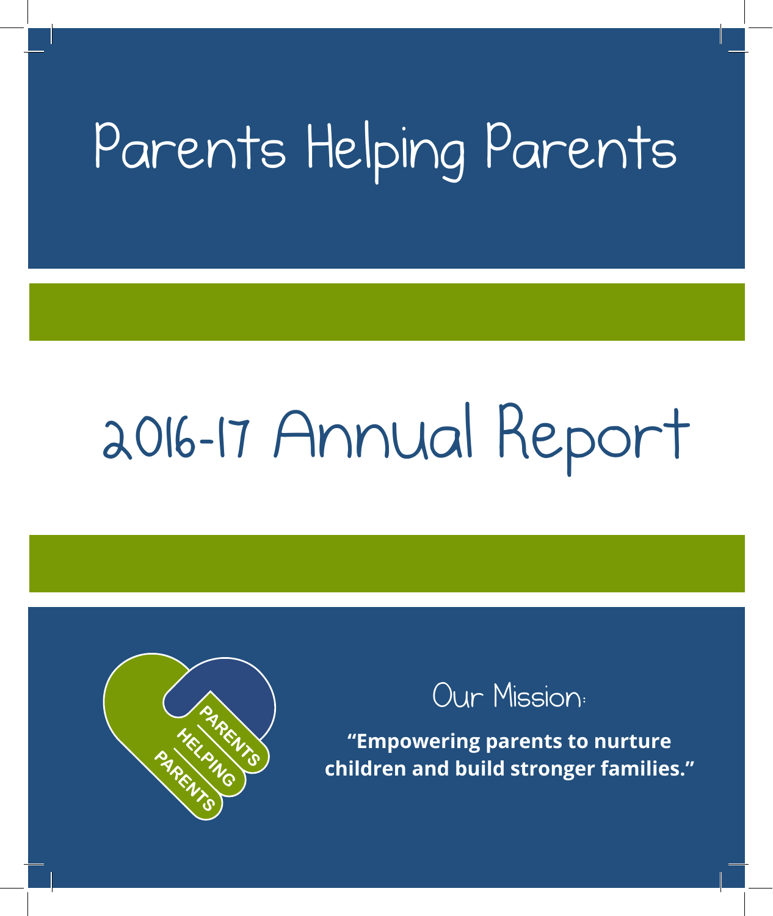# Parents Helping Parents

# 2016-17 Annual Report

PARENTS HELPING PARENTS

## Our Mission:

**"Empowering parents to nurture children and build stronger families."**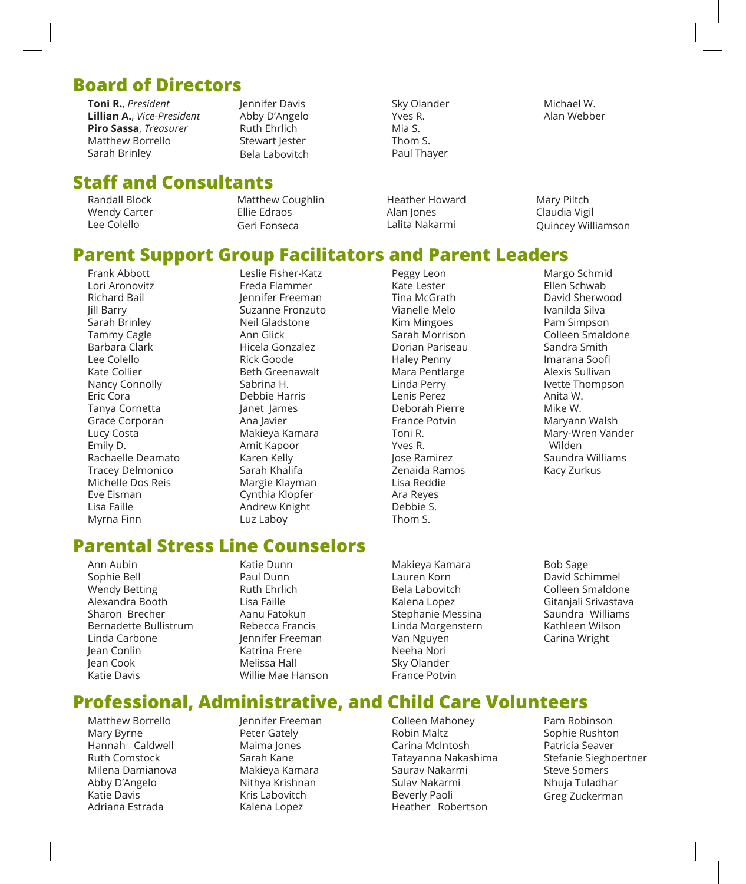## Board of Directors

**Toni R.**, *President*
**Lillian A.**, *Vice-President*
**Piro Sassa**, *Treasurer*
Matthew Borrello
Sarah Brinley
Jennifer Davis
Abby D'Angelo
Ruth Ehrlich
Stewart Jester
Bela Labovitch
Sky Olander
Yves R.
Mia S.
Thom S.
Paul Thayer
Michael W.
Alan Webber

## Staff and Consultants

Randall Block
Wendy Carter
Lee Colello
Matthew Coughlin
Ellie Edraos
Geri Fonseca
Heather Howard
Alan Jones
Lalita Nakarmi
Mary Piltch
Claudia Vigil
Quincey Williamson

## Parent Support Group Facilitators and Parent Leaders

Frank Abbott
Lori Aronovitz
Richard Bail
Jill Barry
Sarah Brinley
Tammy Cagle
Barbara Clark
Lee Colello
Kate Collier
Nancy Connolly
Eric Cora
Tanya Cornetta
Grace Corporan
Lucy Costa
Emily D.
Rachaelle Deamato
Tracey Delmonico
Michelle Dos Reis
Eve Eisman
Lisa Faille
Myrna Finn
Leslie Fisher-Katz
Freda Flammer
Jennifer Freeman
Suzanne Fronzuto
Neil Gladstone
Ann Glick
Hicela Gonzalez
Rick Goode
Beth Greenawalt
Sabrina H.
Debbie Harris
Janet James
Ana Javier
Makieya Kamara
Amit Kapoor
Karen Kelly
Sarah Khalifa
Margie Klayman
Cynthia Klopfer
Andrew Knight
Luz Laboy
Peggy Leon
Kate Lester
Tina McGrath
Vianelle Melo
Kim Mingoes
Sarah Morrison
Dorian Pariseau
Haley Penny
Mara Pentlarge
Linda Perry
Lenis Perez
Deborah Pierre
France Potvin
Toni R.
Yves R.
Jose Ramirez
Zenaida Ramos
Lisa Reddie
Ara Reyes
Debbie S.
Thom S.
Margo Schmid
Ellen Schwab
David Sherwood
Ivanilda Silva
Pam Simpson
Colleen Smaldone
Sandra Smith
Imarana Soofi
Alexis Sullivan
Ivette Thompson
Anita W.
Mike W.
Maryann Walsh
Mary-Wren Vander Wilden
Saundra Williams
Kacy Zurkus

## Parental Stress Line Counselors

Ann Aubin
Sophie Bell
Wendy Betting
Alexandra Booth
Sharon Brecher
Bernadette Bullistrum
Linda Carbone
Jean Conlin
Jean Cook
Katie Davis
Katie Dunn
Paul Dunn
Ruth Ehrlich
Lisa Faille
Aanu Fatokun
Rebecca Francis
Jennifer Freeman
Katrina Frere
Melissa Hall
Willie Mae Hanson
Makieya Kamara
Lauren Korn
Bela Labovitch
Kalena Lopez
Stephanie Messina
Linda Morgenstern
Van Nguyen
Neeha Nori
Sky Olander
France Potvin
Bob Sage
David Schimmel
Colleen Smaldone
Gitanjali Srivastava
Saundra Williams
Kathleen Wilson
Carina Wright

## Professional, Administrative, and Child Care Volunteers

Matthew Borrello
Mary Byrne
Hannah Caldwell
Ruth Comstock
Milena Damianova
Abby D'Angelo
Katie Davis
Adriana Estrada
Jennifer Freeman
Peter Gately
Maima Jones
Sarah Kane
Makieya Kamara
Nithya Krishnan
Kris Labovitch
Kalena Lopez
Colleen Mahoney
Robin Maltz
Carina McIntosh
Tatayanna Nakashima
Saurav Nakarmi
Sulav Nakarmi
Beverly Paoli
Heather Robertson
Pam Robinson
Sophie Rushton
Patricia Seaver
Stefanie Sieghoertner
Steve Somers
Nhuja Tuladhar
Greg Zuckerman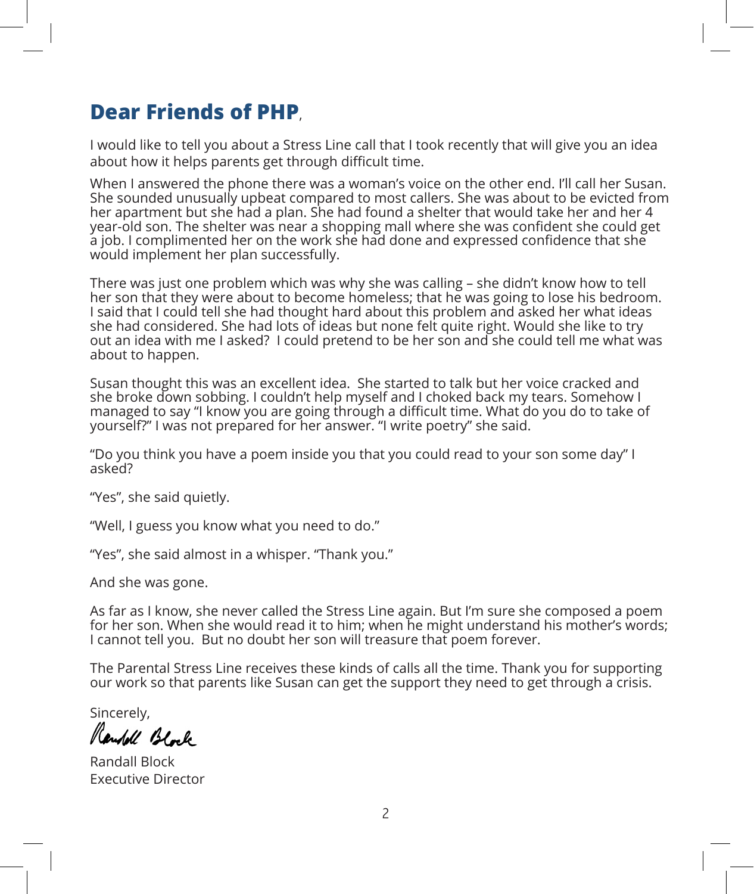# Dear Friends of PHP,

I would like to tell you about a Stress Line call that I took recently that will give you an idea about how it helps parents get through difficult time.

When I answered the phone there was a woman's voice on the other end. I'll call her Susan. She sounded unusually upbeat compared to most callers. She was about to be evicted from her apartment but she had a plan. She had found a shelter that would take her and her 4 year-old son. The shelter was near a shopping mall where she was confident she could get a job. I complimented her on the work she had done and expressed confidence that she would implement her plan successfully.

There was just one problem which was why she was calling – she didn't know how to tell her son that they were about to become homeless; that he was going to lose his bedroom. I said that I could tell she had thought hard about this problem and asked her what ideas she had considered. She had lots of ideas but none felt quite right. Would she like to try out an idea with me I asked? I could pretend to be her son and she could tell me what was about to happen.

Susan thought this was an excellent idea. She started to talk but her voice cracked and she broke down sobbing. I couldn't help myself and I choked back my tears. Somehow I managed to say "I know you are going through a difficult time. What do you do to take of yourself?" I was not prepared for her answer. "I write poetry" she said.

"Do you think you have a poem inside you that you could read to your son some day" I asked?

"Yes", she said quietly.

"Well, I guess you know what you need to do."

"Yes", she said almost in a whisper. "Thank you."

And she was gone.

As far as I know, she never called the Stress Line again. But I'm sure she composed a poem for her son. When she would read it to him; when he might understand his mother's words; I cannot tell you. But no doubt her son will treasure that poem forever.

The Parental Stress Line receives these kinds of calls all the time. Thank you for supporting our work so that parents like Susan can get the support they need to get through a crisis.

Sincerely,

Randall Block

Randall Block
Executive Director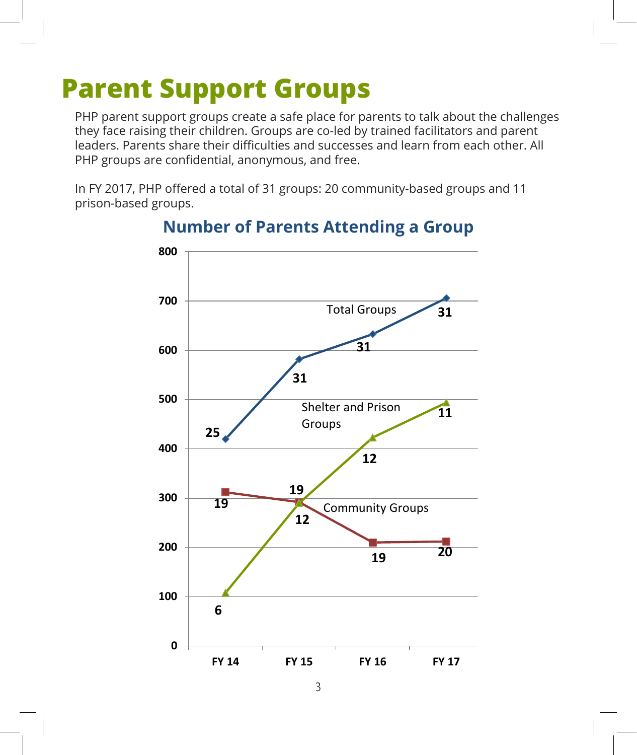# Parent Support Groups

PHP parent support groups create a safe place for parents to talk about the challenges they face raising their children. Groups are co-led by trained facilitators and parent leaders. Parents share their difficulties and successes and learn from each other. All PHP groups are confidential, anonymous, and free.

In FY 2017, PHP offered a total of 31 groups: 20 community-based groups and 11 prison-based groups.

## Number of Parents Attending a Group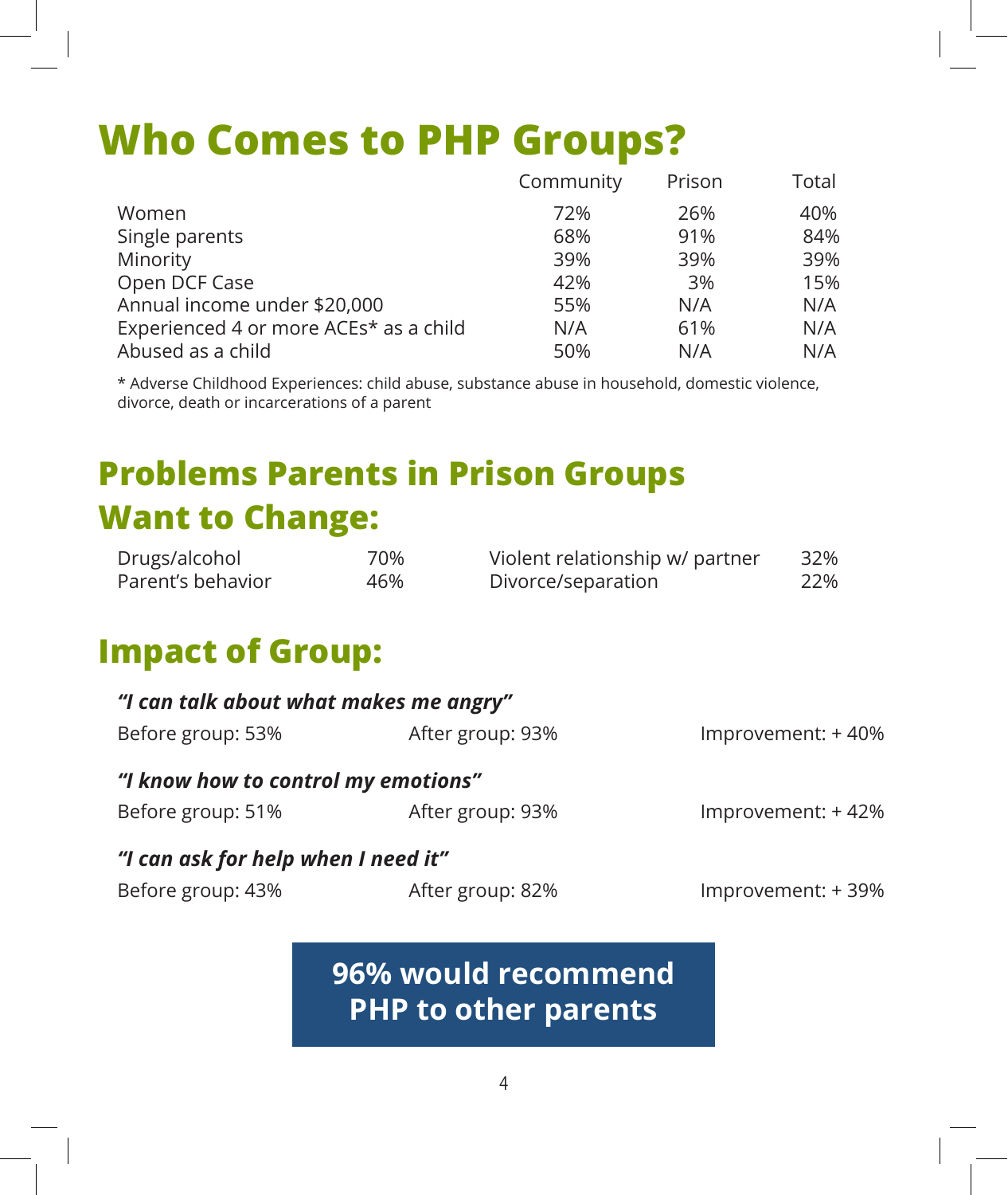# Who Comes to PHP Groups?

| | Community | Prison | Total |
|---|---|---|---|
| Women | 72% | 26% | 40% |
| Single parents | 68% | 91% | 84% |
| Minority | 39% | 39% | 39% |
| Open DCF Case | 42% | 3% | 15% |
| Annual income under $20,000 | 55% | N/A | N/A |
| Experienced 4 or more ACEs* as a child | N/A | 61% | N/A |
| Abused as a child | 50% | N/A | N/A |

* Adverse Childhood Experiences: child abuse, substance abuse in household, domestic violence, divorce, death or incarcerations of a parent

# Problems Parents in Prison Groups Want to Change:

| | | | |
|---|---|---|---|
| Drugs/alcohol | 70% | Violent relationship w/ partner | 32% |
| Parent's behavior | 46% | Divorce/separation | 22% |

# Impact of Group:

***"I can talk about what makes me angry"***

Before group: 53% | After group: 93% | Improvement: + 40%

***"I know how to control my emotions"***

Before group: 51% | After group: 93% | Improvement: + 42%

***"I can ask for help when I need it"***

Before group: 43% | After group: 82% | Improvement: + 39%

**96% would recommend PHP to other parents**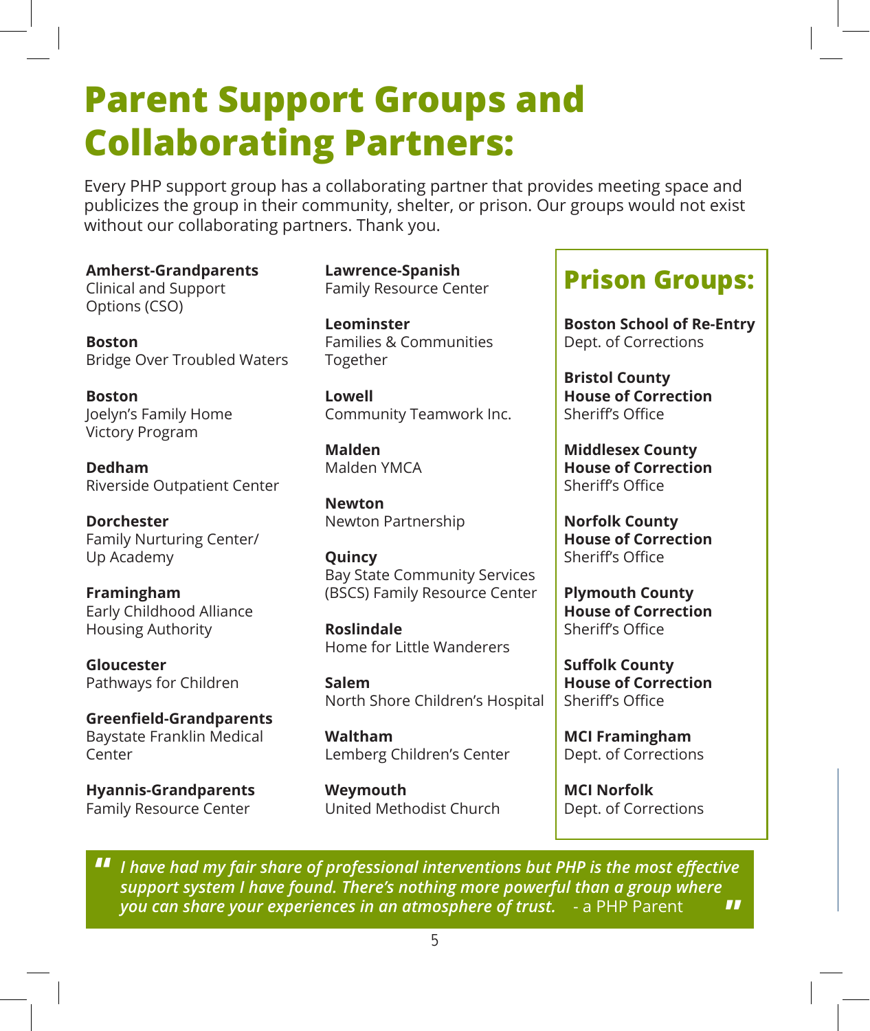# Parent Support Groups and Collaborating Partners:

Every PHP support group has a collaborating partner that provides meeting space and publicizes the group in their community, shelter, or prison. Our groups would not exist without our collaborating partners. Thank you.

**Amherst-Grandparents**
Clinical and Support Options (CSO)

**Boston**
Bridge Over Troubled Waters

**Boston**
Joelyn's Family Home Victory Program

**Dedham**
Riverside Outpatient Center

**Dorchester**
Family Nurturing Center/ Up Academy

**Framingham**
Early Childhood Alliance Housing Authority

**Gloucester**
Pathways for Children

**Greenfield-Grandparents**
Baystate Franklin Medical Center

**Hyannis-Grandparents**
Family Resource Center

**Lawrence-Spanish**
Family Resource Center

**Leominster**
Families & Communities Together

**Lowell**
Community Teamwork Inc.

**Malden**
Malden YMCA

**Newton**
Newton Partnership

**Quincy**
Bay State Community Services (BSCS) Family Resource Center

**Roslindale**
Home for Little Wanderers

**Salem**
North Shore Children's Hospital

**Waltham**
Lemberg Children's Center

**Weymouth**
United Methodist Church

## Prison Groups:

**Boston School of Re-Entry**
Dept. of Corrections

**Bristol County House of Correction**
Sheriff's Office

**Middlesex County House of Correction**
Sheriff's Office

**Norfolk County House of Correction**
Sheriff's Office

**Plymouth County House of Correction**
Sheriff's Office

**Suffolk County House of Correction**
Sheriff's Office

**MCI Framingham**
Dept. of Corrections

**MCI Norfolk**
Dept. of Corrections

> *"I have had my fair share of professional interventions but PHP is the most effective support system I have found. There's nothing more powerful than a group where you can share your experiences in an atmosphere of trust."* - a PHP Parent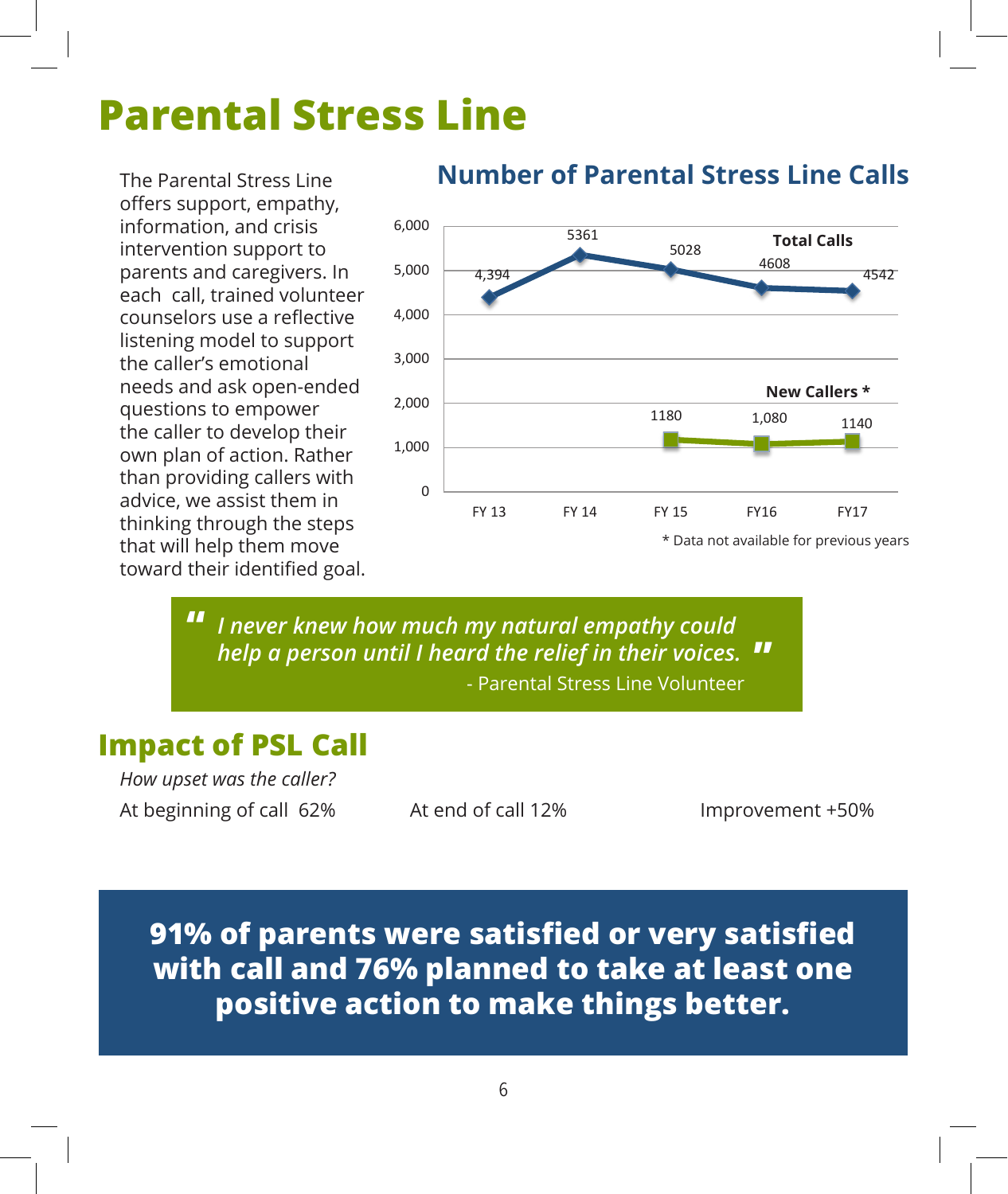# Parental Stress Line

The Parental Stress Line offers support, empathy, information, and crisis intervention support to parents and caregivers. In each call, trained volunteer counselors use a reflective listening model to support the caller's emotional needs and ask open-ended questions to empower the caller to develop their own plan of action. Rather than providing callers with advice, we assist them in thinking through the steps that will help them move toward their identified goal.

## Number of Parental Stress Line Calls

| | FY 13 | FY 14 | FY 15 | FY16 | FY17 |
|---|---|---|---|---|---|
| Total Calls | 4,394 | 5361 | 5028 | 4608 | 4542 |
| New Callers * | | | 1180 | 1,080 | 1140 |

\* Data not available for previous years

> *"I never knew how much my natural empathy could help a person until I heard the relief in their voices."*
>
> \- Parental Stress Line Volunteer

## Impact of PSL Call

*How upset was the caller?*

At beginning of call 62% | At end of call 12% | Improvement +50%

**91% of parents were satisfied or very satisfied with call and 76% planned to take at least one positive action to make things better.**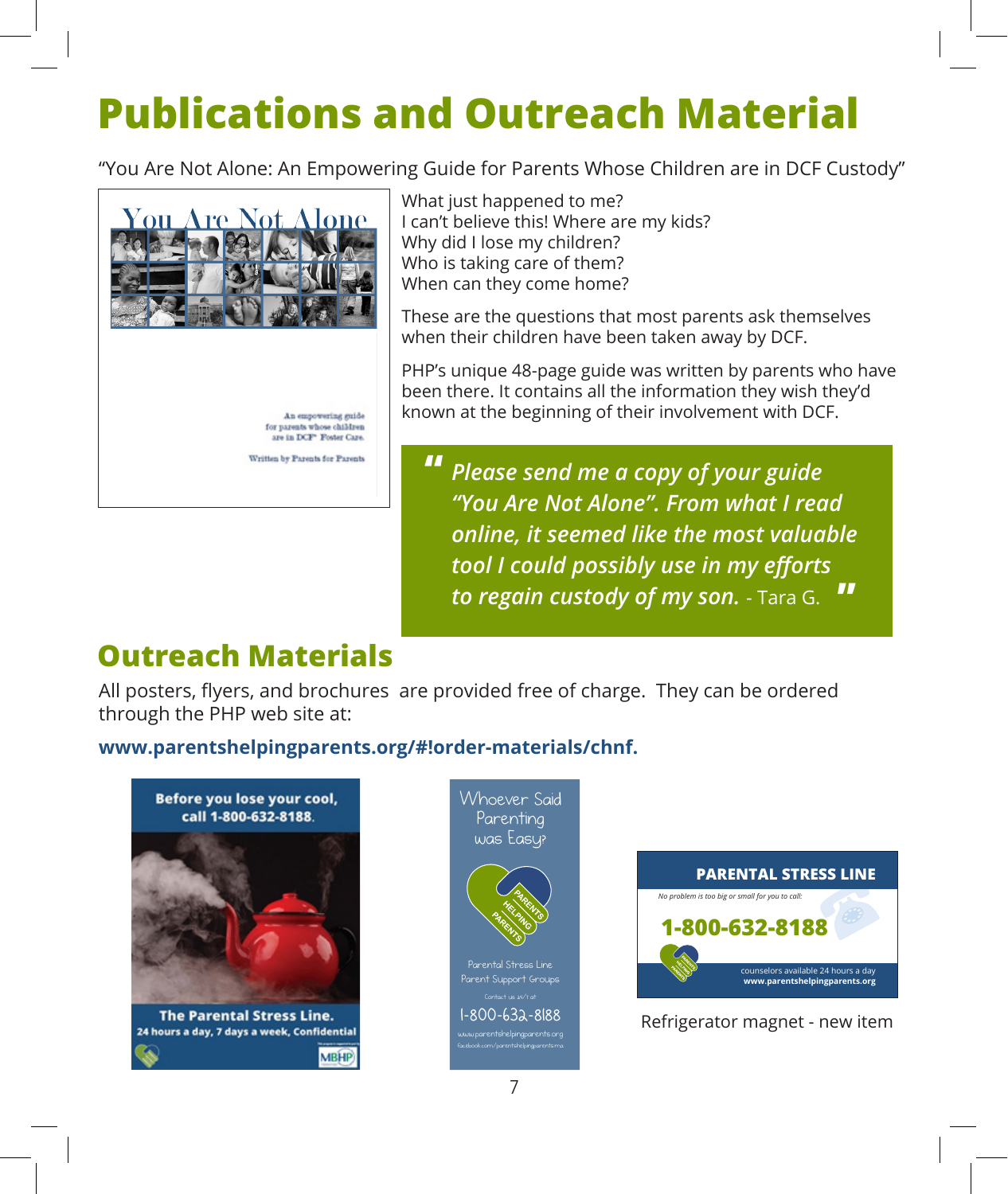# Publications and Outreach Material

"You Are Not Alone: An Empowering Guide for Parents Whose Children are in DCF Custody"

You Are Not Alone

An empowering guide for parents whose children are in DCF Foster Care.

Written by Parents for Parents

What just happened to me?
I can't believe this! Where are my kids?
Why did I lose my children?
Who is taking care of them?
When can they come home?

These are the questions that most parents ask themselves when their children have been taken away by DCF.

PHP's unique 48-page guide was written by parents who have been there. It contains all the information they wish they'd known at the beginning of their involvement with DCF.

> "***Please send me a copy of your guide "You Are Not Alone". From what I read online, it seemed like the most valuable tool I could possibly use in my efforts to regain custody of my son.*** - Tara G."

## Outreach Materials

All posters, flyers, and brochures are provided free of charge. They can be ordered through the PHP web site at:

**www.parentshelpingparents.org/#!order-materials/chnf.**

Before you lose your cool, call 1-800-632-8188.

The Parental Stress Line.
24 hours a day, 7 days a week, Confidential

MBHP

Whoever Said Parenting was Easy?

PARENTS HELPING PARENTS

Parental Stress Line
Parent Support Groups

Contact us 24/7 at

1-800-632-8188

www.parentshelpingparents.org
facebook.com/parentshelpingparentsma

PARENTAL STRESS LINE

No problem is too big or small for you to call:

1-800-632-8188

counselors available 24 hours a day
www.parentshelpingparents.org

Refrigerator magnet - new item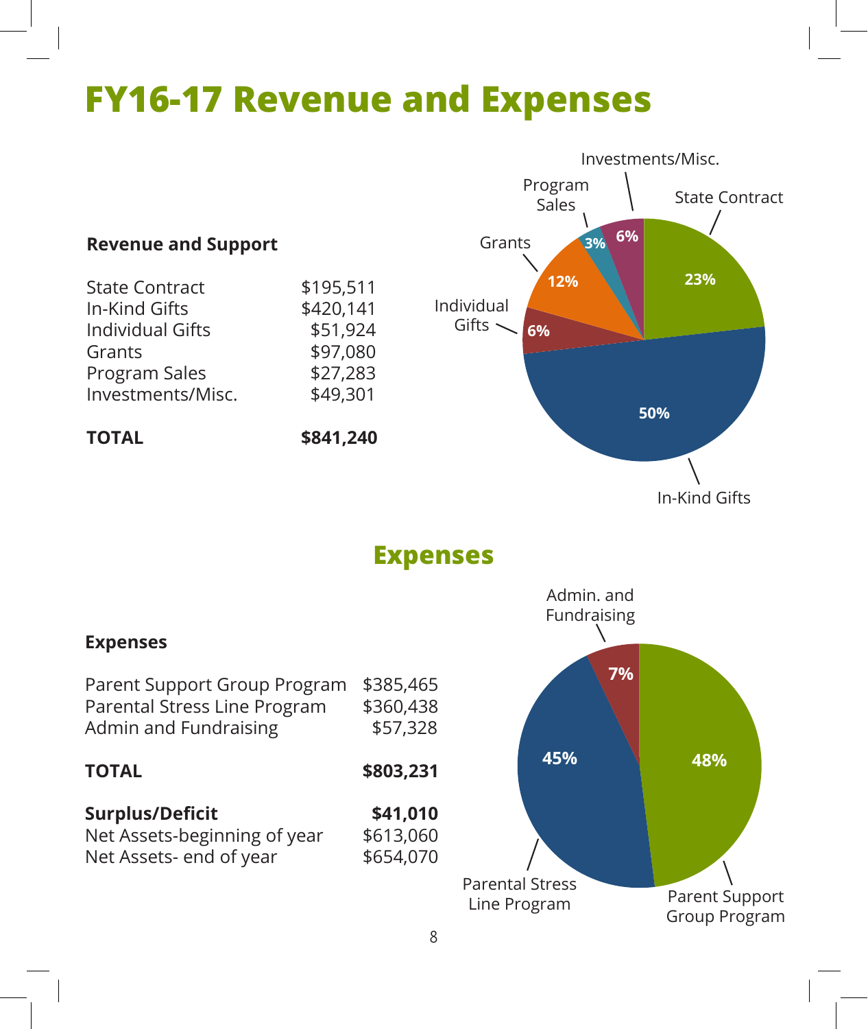# FY16-17 Revenue and Expenses

### Revenue and Support

| | |
|---|---|
| State Contract | $195,511 |
| In-Kind Gifts | $420,141 |
| Individual Gifts | $51,924 |
| Grants | $97,080 |
| Program Sales | $27,283 |
| Investments/Misc. | $49,301 |
| **TOTAL** | **$841,240** |

## Expenses

### Expenses

| | |
|---|---|
| Parent Support Group Program | $385,465 |
| Parental Stress Line Program | $360,438 |
| Admin and Fundraising | $57,328 |
| **TOTAL** | **$803,231** |
| **Surplus/Deficit** | **$41,010** |
| Net Assets-beginning of year | $613,060 |
| Net Assets- end of year | $654,070 |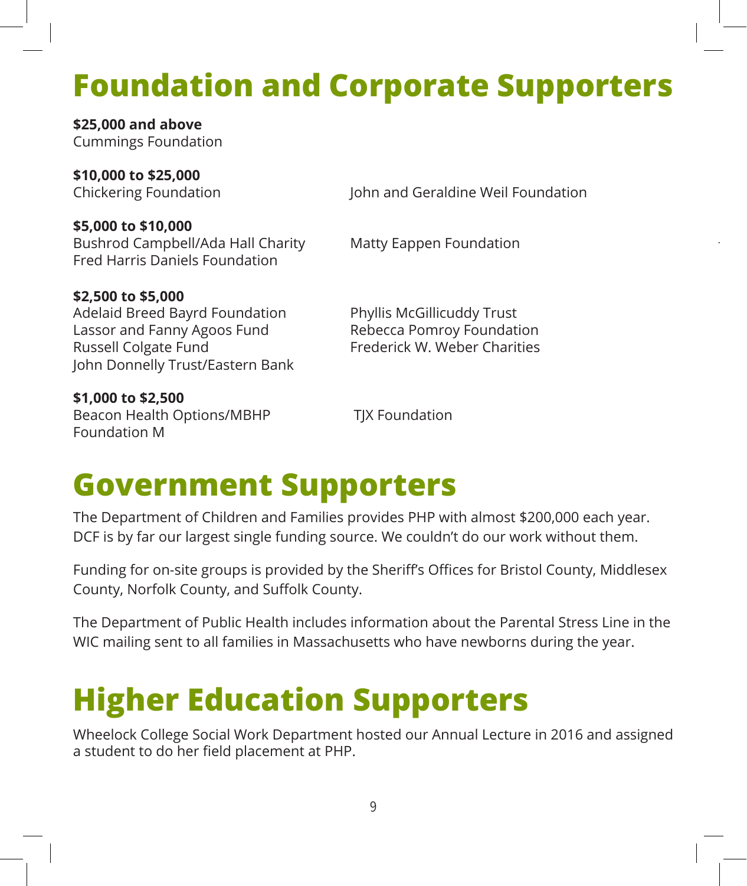# Foundation and Corporate Supporters

**$25,000 and above**
Cummings Foundation

**$10,000 to $25,000**
Chickering Foundation
John and Geraldine Weil Foundation

**$5,000 to $10,000**
Bushrod Campbell/Ada Hall Charity
Fred Harris Daniels Foundation
Matty Eappen Foundation

**$2,500 to $5,000**
Adelaid Breed Bayrd Foundation
Lassor and Fanny Agoos Fund
Russell Colgate Fund
John Donnelly Trust/Eastern Bank
Phyllis McGillicuddy Trust
Rebecca Pomroy Foundation
Frederick W. Weber Charities

**$1,000 to $2,500**
Beacon Health Options/MBHP
Foundation M
TJX Foundation

# Government Supporters

The Department of Children and Families provides PHP with almost $200,000 each year. DCF is by far our largest single funding source. We couldn't do our work without them.

Funding for on-site groups is provided by the Sheriff's Offices for Bristol County, Middlesex County, Norfolk County, and Suffolk County.

The Department of Public Health includes information about the Parental Stress Line in the WIC mailing sent to all families in Massachusetts who have newborns during the year.

# Higher Education Supporters

Wheelock College Social Work Department hosted our Annual Lecture in 2016 and assigned a student to do her field placement at PHP.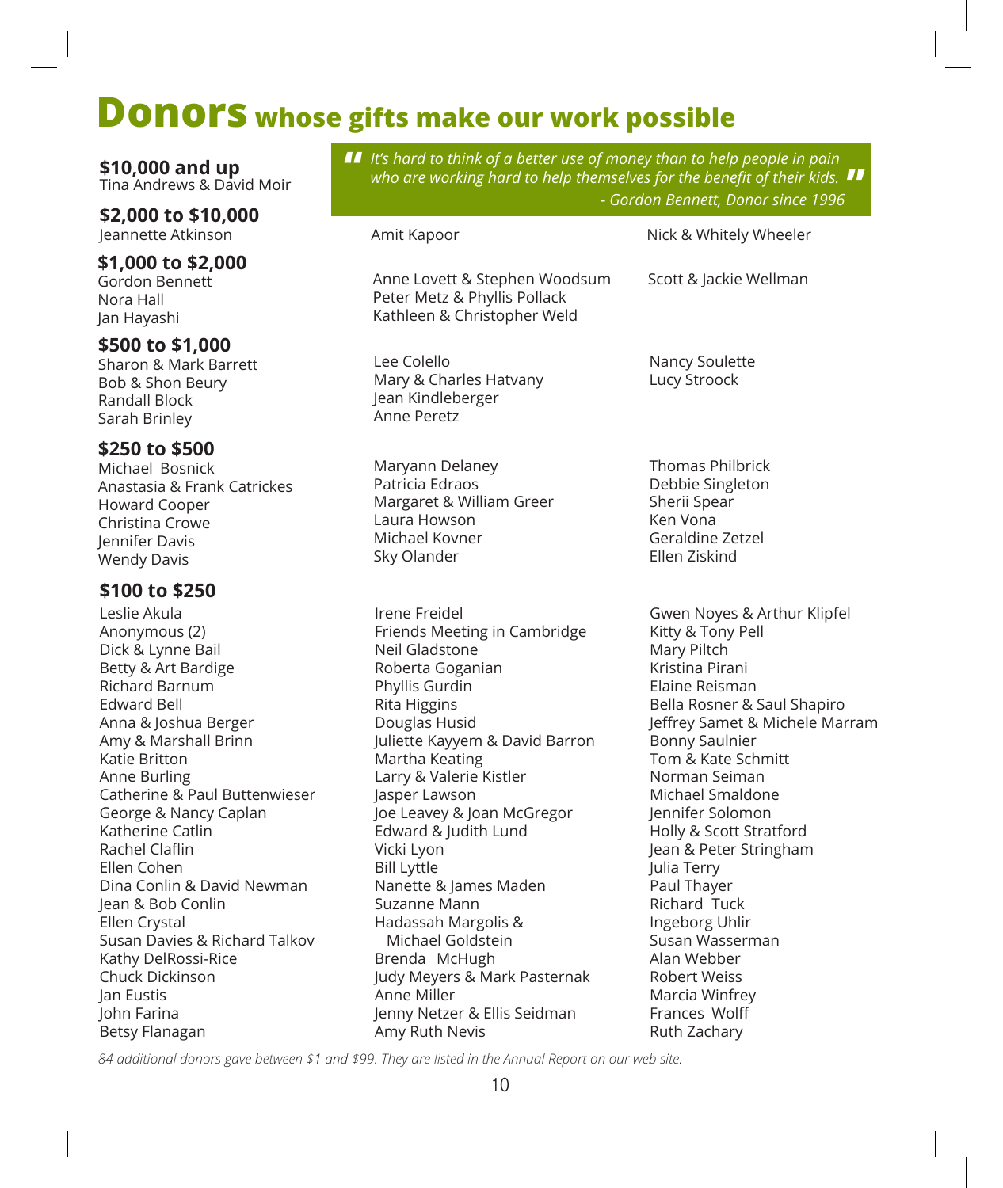# **Donors** whose gifts make our work possible

> *"It's hard to think of a better use of money than to help people in pain who are working hard to help themselves for the benefit of their kids."*
> *- Gordon Bennett, Donor since 1996*

### $10,000 and up

Tina Andrews & David Moir

### $2,000 to $10,000

Jeannette Atkinson
Amit Kapoor
Nick & Whitely Wheeler

### $1,000 to $2,000

Gordon Bennett
Nora Hall
Jan Hayashi
Anne Lovett & Stephen Woodsum
Peter Metz & Phyllis Pollack
Kathleen & Christopher Weld
Scott & Jackie Wellman

### $500 to $1,000

Sharon & Mark Barrett
Bob & Shon Beury
Randall Block
Sarah Brinley
Lee Colello
Mary & Charles Hatvany
Jean Kindleberger
Anne Peretz
Nancy Soulette
Lucy Stroock

### $250 to $500

Michael Bosnick
Anastasia & Frank Catrickes
Howard Cooper
Christina Crowe
Jennifer Davis
Wendy Davis
Maryann Delaney
Patricia Edraos
Margaret & William Greer
Laura Howson
Michael Kovner
Sky Olander
Thomas Philbrick
Debbie Singleton
Sherii Spear
Ken Vona
Geraldine Zetzel
Ellen Ziskind

### $100 to $250

Leslie Akula
Anonymous (2)
Dick & Lynne Bail
Betty & Art Bardige
Richard Barnum
Edward Bell
Anna & Joshua Berger
Amy & Marshall Brinn
Katie Britton
Anne Burling
Catherine & Paul Buttenwieser
George & Nancy Caplan
Katherine Catlin
Rachel Claflin
Ellen Cohen
Dina Conlin & David Newman
Jean & Bob Conlin
Ellen Crystal
Susan Davies & Richard Talkov
Kathy DelRossi-Rice
Chuck Dickinson
Jan Eustis
John Farina
Betsy Flanagan
Irene Freidel
Friends Meeting in Cambridge
Neil Gladstone
Roberta Goganian
Phyllis Gurdin
Rita Higgins
Douglas Husid
Juliette Kayyem & David Barron
Martha Keating
Larry & Valerie Kistler
Jasper Lawson
Joe Leavey & Joan McGregor
Edward & Judith Lund
Vicki Lyon
Bill Lyttle
Nanette & James Maden
Suzanne Mann
Hadassah Margolis & Michael Goldstein
Brenda McHugh
Judy Meyers & Mark Pasternak
Anne Miller
Jenny Netzer & Ellis Seidman
Amy Ruth Nevis
Gwen Noyes & Arthur Klipfel
Kitty & Tony Pell
Mary Piltch
Kristina Pirani
Elaine Reisman
Bella Rosner & Saul Shapiro
Jeffrey Samet & Michele Marram
Bonny Saulnier
Tom & Kate Schmitt
Norman Seiman
Michael Smaldone
Jennifer Solomon
Holly & Scott Stratford
Jean & Peter Stringham
Julia Terry
Paul Thayer
Richard Tuck
Ingeborg Uhlir
Susan Wasserman
Alan Webber
Robert Weiss
Marcia Winfrey
Frances Wolff
Ruth Zachary

*84 additional donors gave between $1 and $99. They are listed in the Annual Report on our web site.*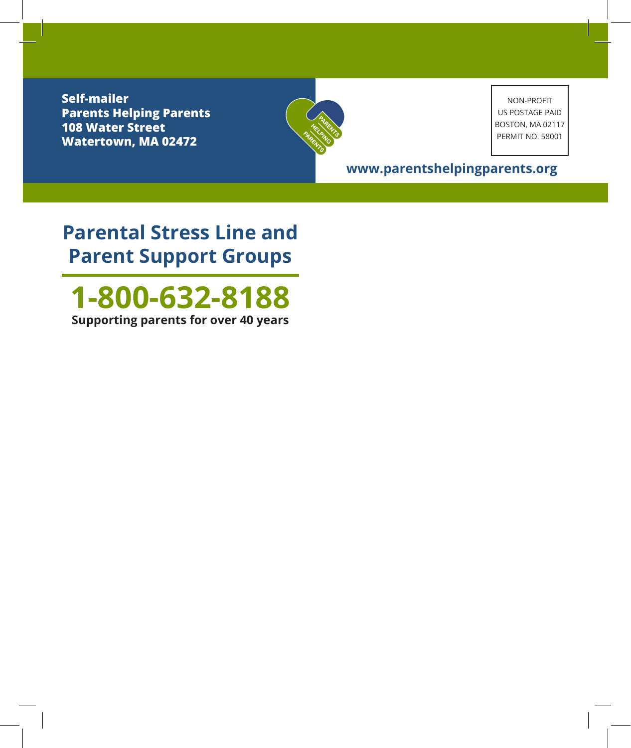**Self-mailer**
**Parents Helping Parents**
**108 Water Street**
**Watertown, MA 02472**

PARENTS HELPING PARENTS

NON-PROFIT
US POSTAGE PAID
BOSTON, MA 02117
PERMIT NO. 58001

**www.parentshelpingparents.org**

# Parental Stress Line and Parent Support Groups

# 1-800-632-8188

**Supporting parents for over 40 years**